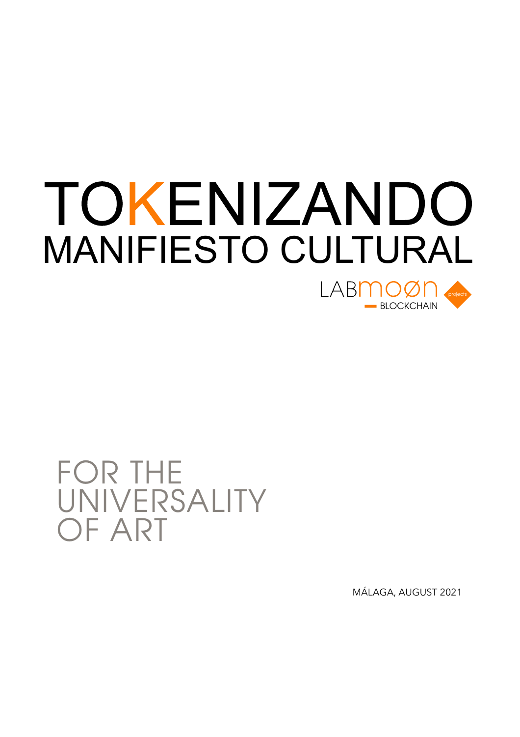# TOKENIZANDO
## MANIFIESTO CULTURAL

LABmoøn projects
BLOCKCHAIN

FOR THE UNIVERSALITY OF ART

MÁLAGA, AUGUST 2021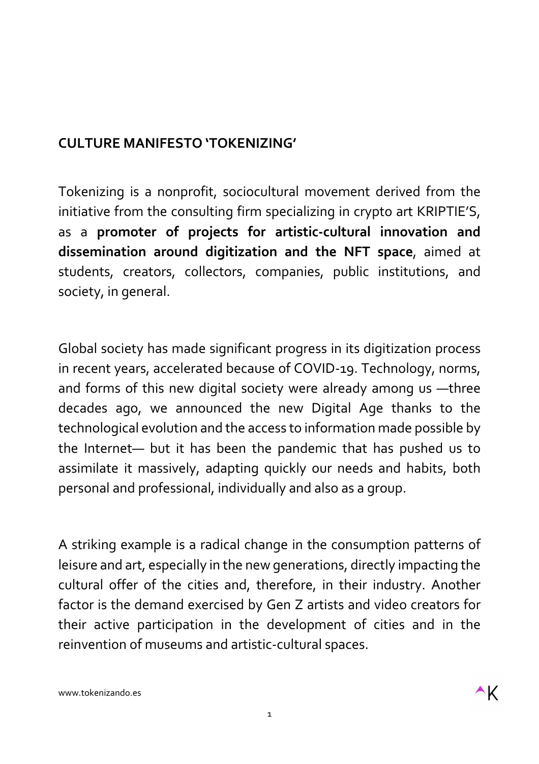**CULTURE MANIFESTO 'TOKENIZING'**

Tokenizing is a nonprofit, sociocultural movement derived from the initiative from the consulting firm specializing in crypto art KRIPTIE'S, as a **promoter of projects for artistic-cultural innovation and dissemination around digitization and the NFT space**, aimed at students, creators, collectors, companies, public institutions, and society, in general.

Global society has made significant progress in its digitization process in recent years, accelerated because of COVID-19. Technology, norms, and forms of this new digital society were already among us —three decades ago, we announced the new Digital Age thanks to the technological evolution and the access to information made possible by the Internet— but it has been the pandemic that has pushed us to assimilate it massively, adapting quickly our needs and habits, both personal and professional, individually and also as a group.

A striking example is a radical change in the consumption patterns of leisure and art, especially in the new generations, directly impacting the cultural offer of the cities and, therefore, in their industry. Another factor is the demand exercised by Gen Z artists and video creators for their active participation in the development of cities and in the reinvention of museums and artistic-cultural spaces.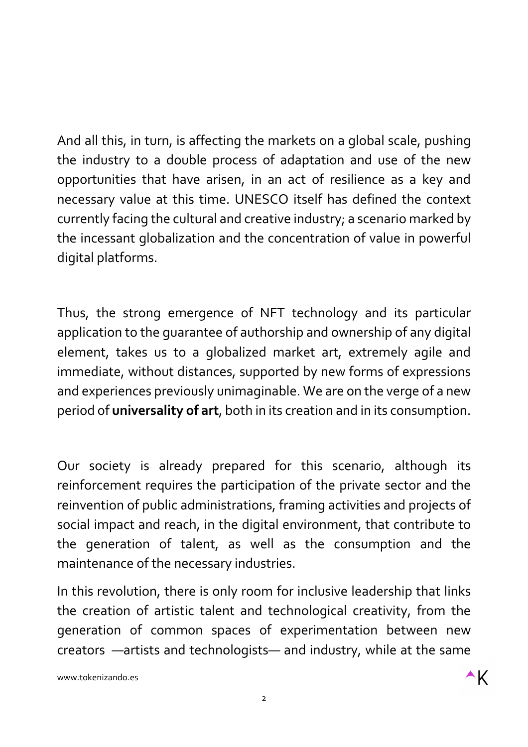And all this, in turn, is affecting the markets on a global scale, pushing the industry to a double process of adaptation and use of the new opportunities that have arisen, in an act of resilience as a key and necessary value at this time. UNESCO itself has defined the context currently facing the cultural and creative industry; a scenario marked by the incessant globalization and the concentration of value in powerful digital platforms.

Thus, the strong emergence of NFT technology and its particular application to the guarantee of authorship and ownership of any digital element, takes us to a globalized market art, extremely agile and immediate, without distances, supported by new forms of expressions and experiences previously unimaginable. We are on the verge of a new period of **universality of art**, both in its creation and in its consumption.

Our society is already prepared for this scenario, although its reinforcement requires the participation of the private sector and the reinvention of public administrations, framing activities and projects of social impact and reach, in the digital environment, that contribute to the generation of talent, as well as the consumption and the maintenance of the necessary industries.

In this revolution, there is only room for inclusive leadership that links the creation of artistic talent and technological creativity, from the generation of common spaces of experimentation between new creators —artists and technologists— and industry, while at the same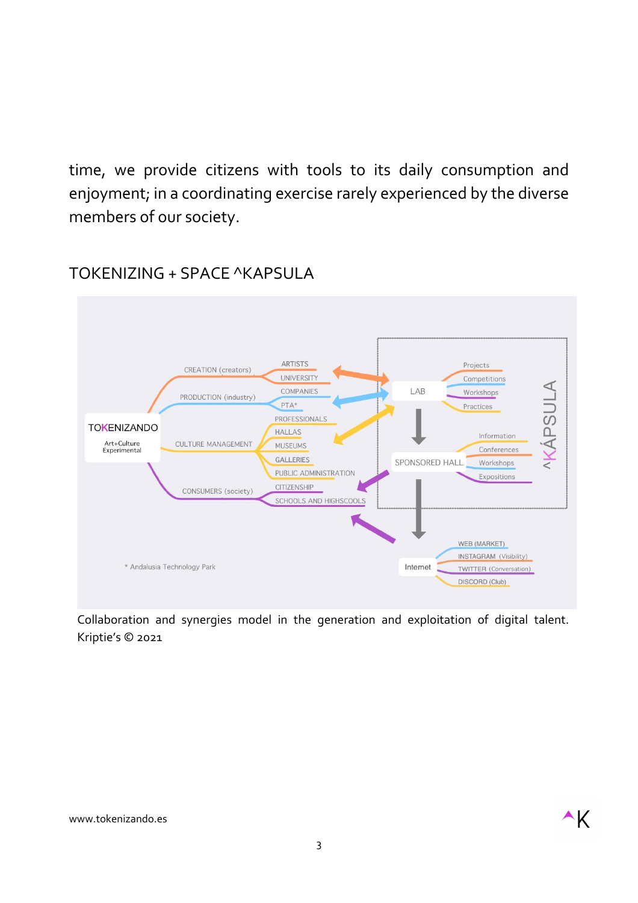time, we provide citizens with tools to its daily consumption and enjoyment; in a coordinating exercise rarely experienced by the diverse members of our society.

## TOKENIZING + SPACE ^KAPSULA

Collaboration and synergies model in the generation and exploitation of digital talent. Kriptie's © 2021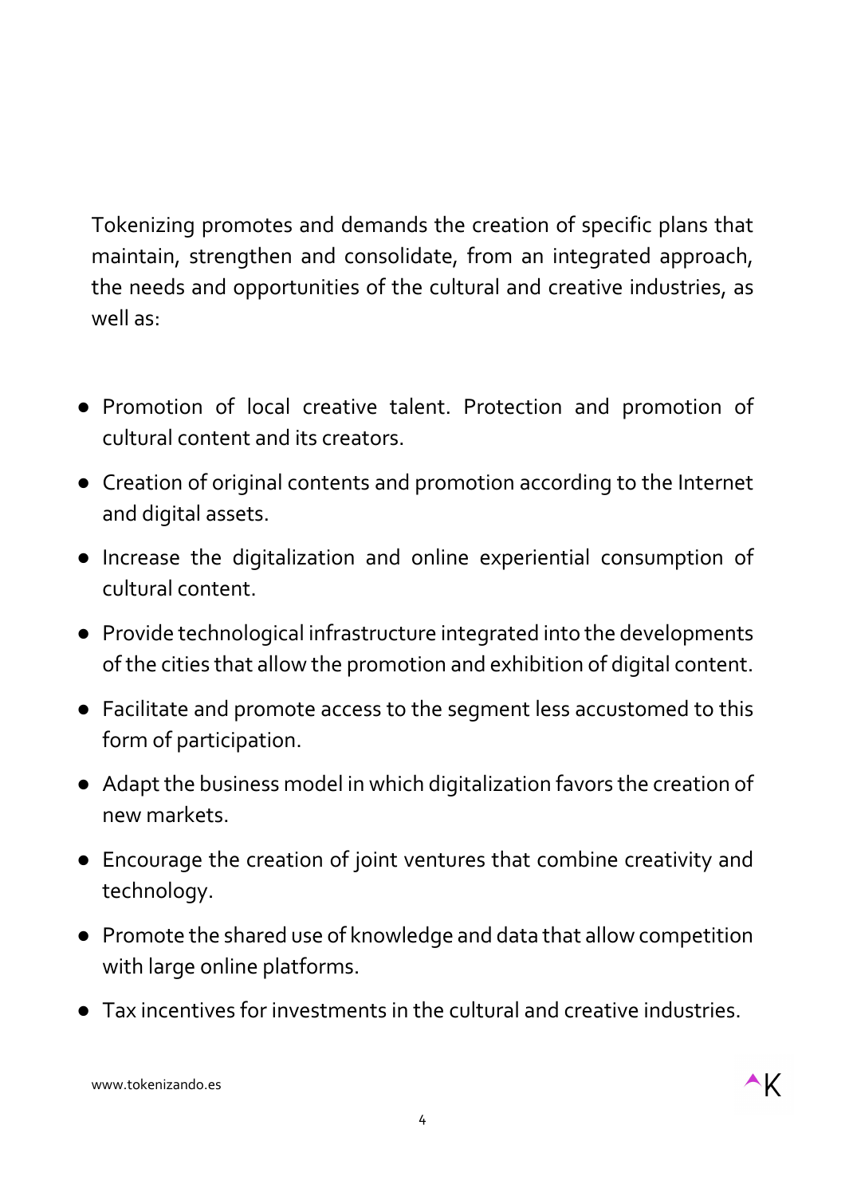Tokenizing promotes and demands the creation of specific plans that maintain, strengthen and consolidate, from an integrated approach, the needs and opportunities of the cultural and creative industries, as well as:

- Promotion of local creative talent. Protection and promotion of cultural content and its creators.
- Creation of original contents and promotion according to the Internet and digital assets.
- Increase the digitalization and online experiential consumption of cultural content.
- Provide technological infrastructure integrated into the developments of the cities that allow the promotion and exhibition of digital content.
- Facilitate and promote access to the segment less accustomed to this form of participation.
- Adapt the business model in which digitalization favors the creation of new markets.
- Encourage the creation of joint ventures that combine creativity and technology.
- Promote the shared use of knowledge and data that allow competition with large online platforms.
- Tax incentives for investments in the cultural and creative industries.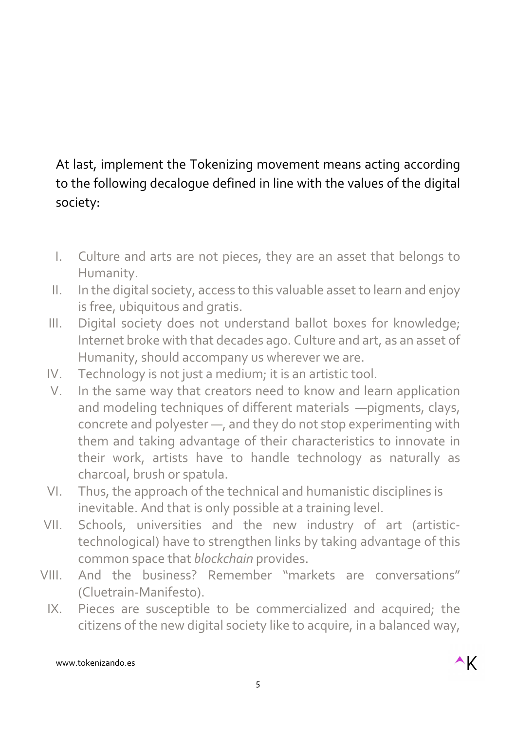At last, implement the Tokenizing movement means acting according to the following decalogue defined in line with the values of the digital society:

I. Culture and arts are not pieces, they are an asset that belongs to Humanity.
II. In the digital society, access to this valuable asset to learn and enjoy is free, ubiquitous and gratis.
III. Digital society does not understand ballot boxes for knowledge; Internet broke with that decades ago. Culture and art, as an asset of Humanity, should accompany us wherever we are.
IV. Technology is not just a medium; it is an artistic tool.
V. In the same way that creators need to know and learn application and modeling techniques of different materials —pigments, clays, concrete and polyester —, and they do not stop experimenting with them and taking advantage of their characteristics to innovate in their work, artists have to handle technology as naturally as charcoal, brush or spatula.
VI. Thus, the approach of the technical and humanistic disciplines is inevitable. And that is only possible at a training level.
VII. Schools, universities and the new industry of art (artistic-technological) have to strengthen links by taking advantage of this common space that *blockchain* provides.
VIII. And the business? Remember "markets are conversations" (Cluetrain-Manifesto).
IX. Pieces are susceptible to be commercialized and acquired; the citizens of the new digital society like to acquire, in a balanced way,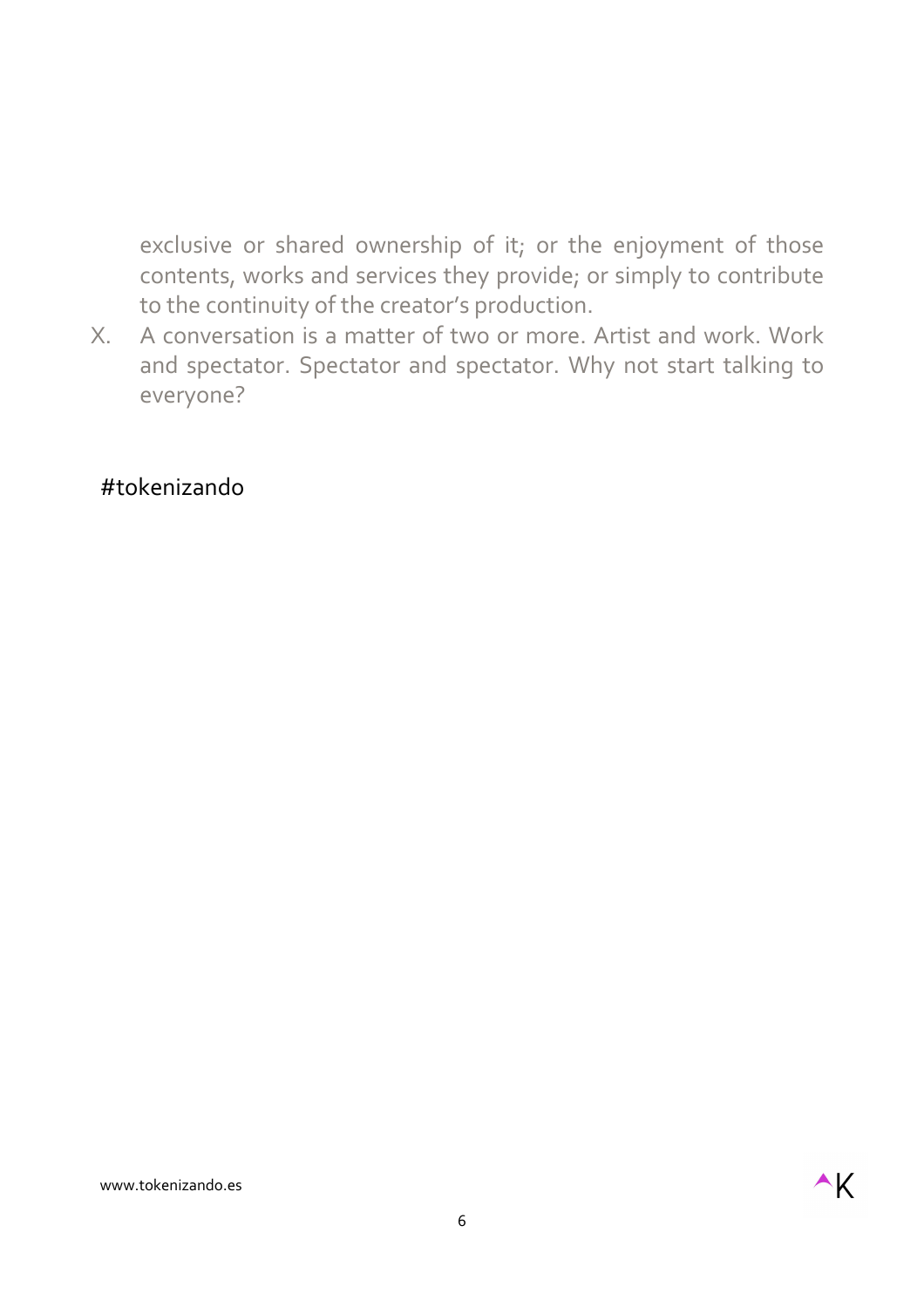exclusive or shared ownership of it; or the enjoyment of those contents, works and services they provide; or simply to contribute to the continuity of the creator's production.

X. A conversation is a matter of two or more. Artist and work. Work and spectator. Spectator and spectator. Why not start talking to everyone?

#tokenizando